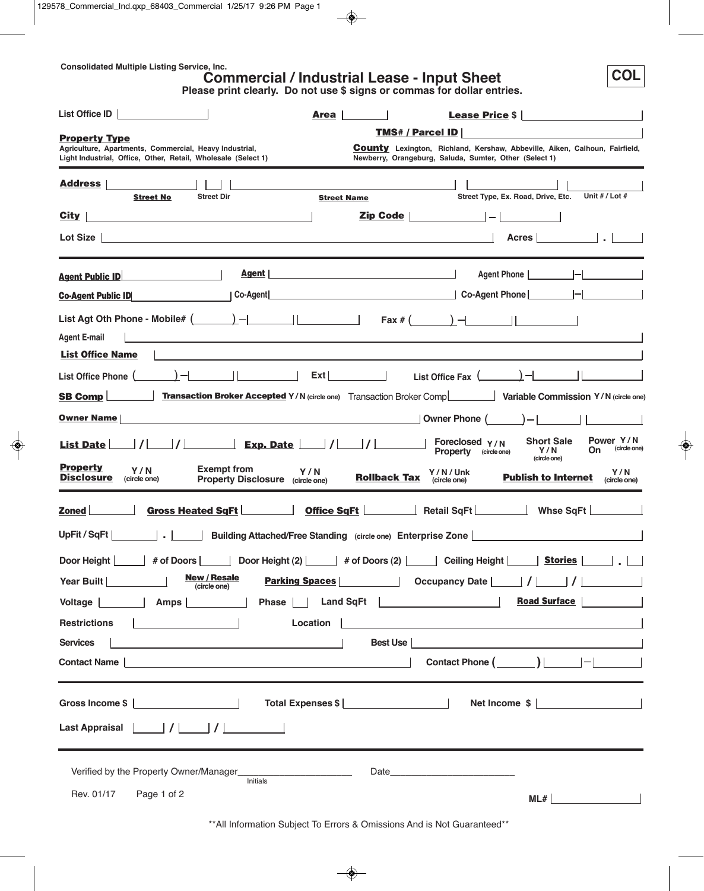Consolidated Multiple Listing Service, Inc.

# Commercial / Industrial Lease - Input Sheet

**COL**

Please print clearly. Do not use $ signs or commas for dollar entries.

List Office ID ______ **Area** ______ **Lease Price** $ ______

**Property Type** Agriculture, Apartments, Commercial, Heavy Industrial, Light Industrial, Office, Other, Retail, Wholesale (Select 1)

**TMS# / Parcel ID** ______

**County** Lexington, Richland, Kershaw, Abbeville, Aiken, Calhoun, Fairfield, Newberry, Orangeburg, Saluda, Sumter, Other (Select 1)

---

**Address** ______ ______ ______ ______ ______
**Street No** Street Dir **Street Name** Street Type, Ex. Road, Drive, Etc. Unit # / Lot #

**City** ______ **Zip Code** ______ – ______

Lot Size ______ Acres ______ . ______

---

**Agent Public ID** ______ **Agent** ______ Agent Phone ______ – ______

**Co-Agent Public ID** ______ Co-Agent ______ Co-Agent Phone ______ – ______

List Agt Oth Phone - Mobile# ( ______ ) – ______ ______ Fax # ( ______ ) – ______ ______

Agent E-mail ______

**List Office Name** ______

List Office Phone ( ______ ) – ______ ______ Ext ______ List Office Fax ( ______ ) – ______ ______

**SB Comp** ______ **Transaction Broker Accepted** Y / N (circle one) Transaction Broker Comp ______ **Variable Commission** Y / N (circle one)

**Owner Name** ______ Owner Phone ( ______ ) – ______ ______

**List Date** ____ / ____ / ______ **Exp. Date** ____ / ____ / ______ Foreclosed Property Y / N (circle one) Short Sale Y / N (circle one) Power On Y / N (circle one)

**Property Disclosure** Y / N (circle one) Exempt from Property Disclosure Y / N (circle one) **Rollback Tax** Y / N / Unk (circle one) **Publish to Internet** Y / N (circle one)

---

**Zoned** ______ **Gross Heated SqFt** ______ **Office SqFt** ______ Retail SqFt ______ Whse SqFt ______

UpFit / SqFt ______ . ______ Building Attached/Free Standing (circle one) Enterprise Zone ______

Door Height ______ # of Doors ______ Door Height (2) ______ # of Doors (2) ______ Ceiling Height ______ **Stories** ______ . ______

Year Built ______ **New / Resale** (circle one) **Parking Spaces** ______ Occupancy Date ____ / ____ / ______

Voltage ______ Amps ______ Phase ______ Land SqFt ______ **Road Surface** ______

Restrictions ______ Location ______

Services ______ Best Use ______

Contact Name ______ Contact Phone ( ______ ) ______ – ______

---

Gross Income $ ______ Total Expenses $ ______ Net Income $ ______

Last Appraisal ____ / ____ / ______

---

Verified by the Property Owner/Manager______ Date______
Initials

Rev. 01/17 Page 1 of 2

ML# ______

**All Information Subject To Errors & Omissions And is Not Guaranteed**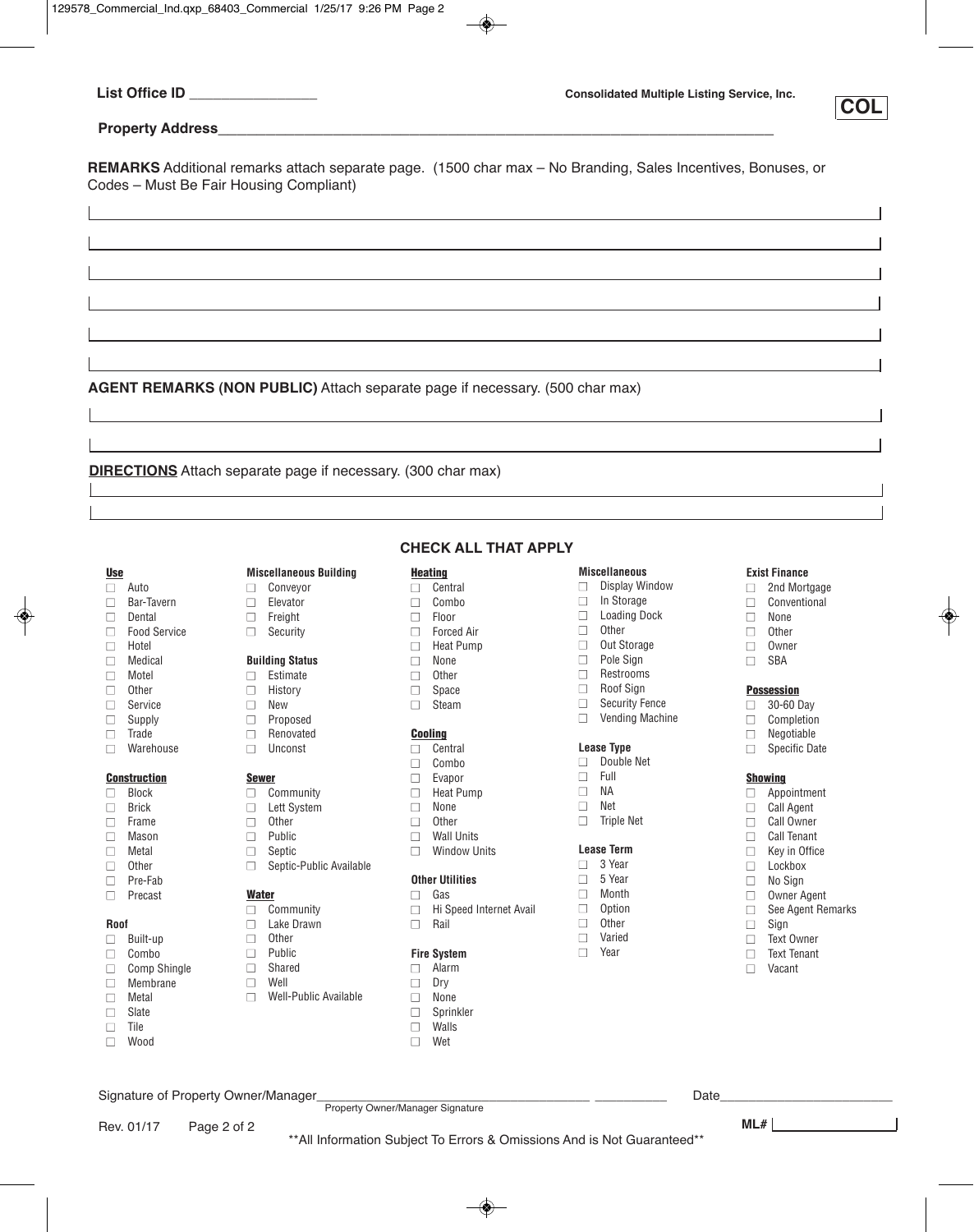List Office ID ________________

Consolidated Multiple Listing Service, Inc.

**COL**

**Property Address**_______________________________________________________________________

**REMARKS** Additional remarks attach separate page. (1500 char max – No Branding, Sales Incentives, Bonuses, or Codes – Must Be Fair Housing Compliant)

______________________________________________________________________________________

______________________________________________________________________________________

______________________________________________________________________________________

______________________________________________________________________________________

______________________________________________________________________________________

______________________________________________________________________________________

**AGENT REMARKS (NON PUBLIC)** Attach separate page if necessary. (500 char max)

______________________________________________________________________________________

______________________________________________________________________________________

**DIRECTIONS** Attach separate page if necessary. (300 char max)

______________________________________________________________________________________

______________________________________________________________________________________

## CHECK ALL THAT APPLY

**Use**
- ☐ Auto
- ☐ Bar-Tavern
- ☐ Dental
- ☐ Food Service
- ☐ Hotel
- ☐ Medical
- ☐ Motel
- ☐ Other
- ☐ Service
- ☐ Supply
- ☐ Trade
- ☐ Warehouse

**Construction**
- ☐ Block
- ☐ Brick
- ☐ Frame
- ☐ Mason
- ☐ Metal
- ☐ Other
- ☐ Pre-Fab
- ☐ Precast

**Roof**
- ☐ Built-up
- ☐ Combo
- ☐ Comp Shingle
- ☐ Membrane
- ☐ Metal
- ☐ Slate
- ☐ Tile
- ☐ Wood

**Miscellaneous Building**
- ☐ Conveyor
- ☐ Elevator
- ☐ Freight
- ☐ Security

**Building Status**
- ☐ Estimate
- ☐ History
- ☐ New
- ☐ Proposed
- ☐ Renovated
- ☐ Unconst

**Sewer**
- ☐ Community
- ☐ Lett System
- ☐ Other
- ☐ Public
- ☐ Septic
- ☐ Septic-Public Available

**Water**
- ☐ Community
- ☐ Lake Drawn
- ☐ Other
- ☐ Public
- ☐ Shared
- ☐ Well
- ☐ Well-Public Available

**Heating**
- ☐ Central
- ☐ Combo
- ☐ Floor
- ☐ Forced Air
- ☐ Heat Pump
- ☐ None
- ☐ Other
- ☐ Space
- ☐ Steam

**Cooling**
- ☐ Central
- ☐ Combo
- ☐ Evapor
- ☐ Heat Pump
- ☐ None
- ☐ Other
- ☐ Wall Units
- ☐ Window Units

**Other Utilities**
- ☐ Gas
- ☐ Hi Speed Internet Avail
- ☐ Rail

**Fire System**
- ☐ Alarm
- ☐ Dry
- ☐ None
- ☐ Sprinkler
- ☐ Walls
- ☐ Wet

**Miscellaneous**
- ☐ Display Window
- ☐ In Storage
- ☐ Loading Dock
- ☐ Other
- ☐ Out Storage
- ☐ Pole Sign
- ☐ Restrooms
- ☐ Roof Sign
- ☐ Security Fence
- ☐ Vending Machine

**Lease Type**
- ☐ Double Net
- ☐ Full
- ☐ NA
- ☐ Net
- ☐ Triple Net

**Lease Term**
- ☐ 3 Year
- ☐ 5 Year
- ☐ Month
- ☐ Option
- ☐ Other
- ☐ Varied
- ☐ Year

**Exist Finance**
- ☐ 2nd Mortgage
- ☐ Conventional
- ☐ None
- ☐ Other
- ☐ Owner
- ☐ SBA

**Possession**
- ☐ 30-60 Day
- ☐ Completion
- ☐ Negotiable
- ☐ Specific Date

**Showing**
- ☐ Appointment
- ☐ Call Agent
- ☐ Call Owner
- ☐ Call Tenant
- ☐ Key in Office
- ☐ Lockbox
- ☐ No Sign
- ☐ Owner Agent
- ☐ See Agent Remarks
- ☐ Sign
- ☐ Text Owner
- ☐ Text Tenant
- ☐ Vacant

Signature of Property Owner/Manager_______________________________________ __________ Date________________________

Property Owner/Manager Signature

Rev. 01/17 Page 2 of 2

**ML#** ________________

**All Information Subject To Errors & Omissions And is Not Guaranteed**